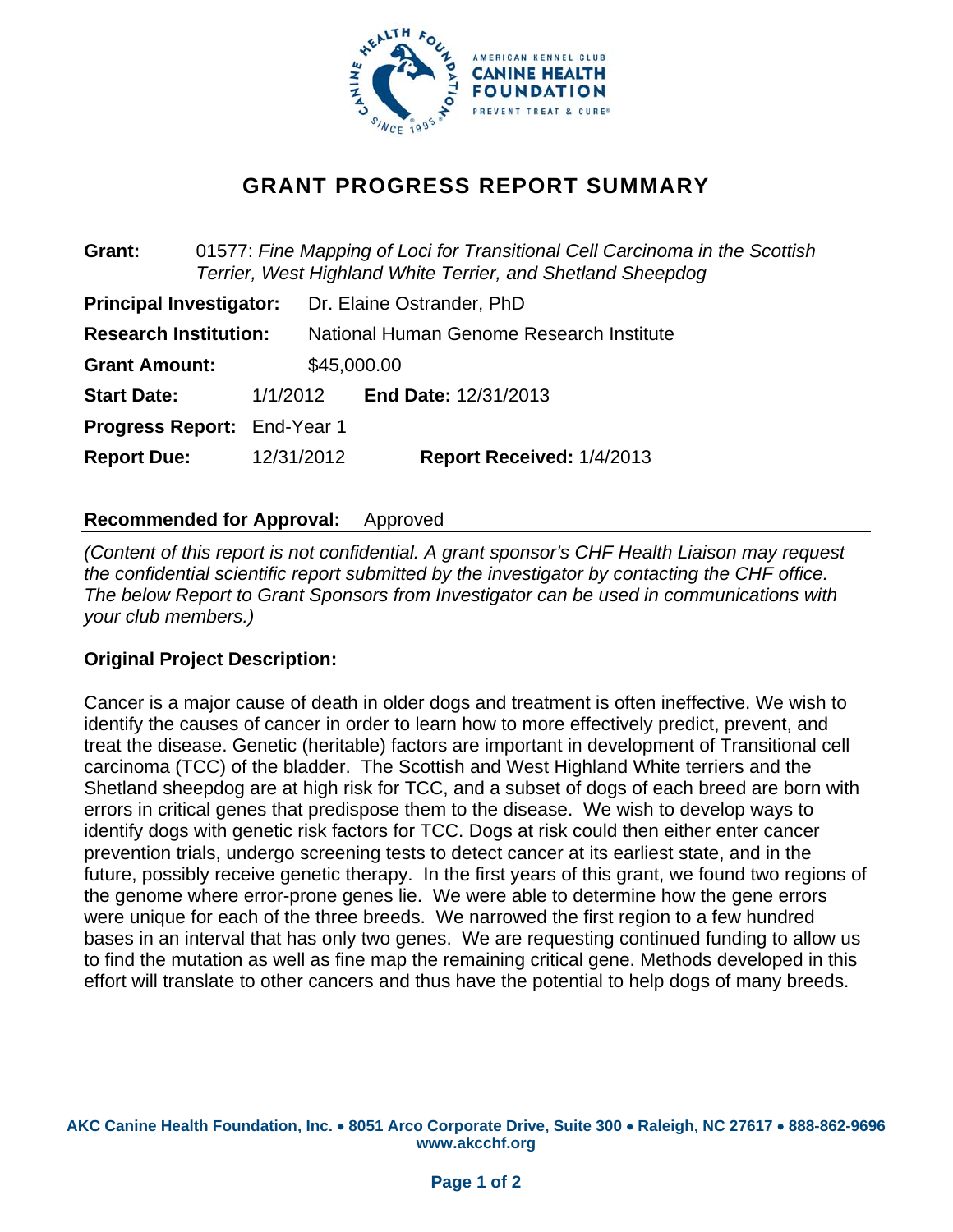# GRANT PROGRESS REPORT SUMMARY

**Grant:** 01577: *Fine Mapping of Loci for Transitional Cell Carcinoma in the Scottish Terrier, West Highland White Terrier, and Shetland Sheepdog*

**Principal Investigator:** Dr. Elaine Ostrander, PhD

**Research Institution:** National Human Genome Research Institute

**Grant Amount:** $45,000.00

**Start Date:** 1/1/2012 **End Date:** 12/31/2013

**Progress Report:** End-Year 1

**Report Due:** 12/31/2012 **Report Received:** 1/4/2013

**Recommended for Approval:** Approved

*(Content of this report is not confidential. A grant sponsor's CHF Health Liaison may request the confidential scientific report submitted by the investigator by contacting the CHF office. The below Report to Grant Sponsors from Investigator can be used in communications with your club members.)*

**Original Project Description:**

Cancer is a major cause of death in older dogs and treatment is often ineffective. We wish to identify the causes of cancer in order to learn how to more effectively predict, prevent, and treat the disease. Genetic (heritable) factors are important in development of Transitional cell carcinoma (TCC) of the bladder. The Scottish and West Highland White terriers and the Shetland sheepdog are at high risk for TCC, and a subset of dogs of each breed are born with errors in critical genes that predispose them to the disease. We wish to develop ways to identify dogs with genetic risk factors for TCC. Dogs at risk could then either enter cancer prevention trials, undergo screening tests to detect cancer at its earliest state, and in the future, possibly receive genetic therapy. In the first years of this grant, we found two regions of the genome where error-prone genes lie. We were able to determine how the gene errors were unique for each of the three breeds. We narrowed the first region to a few hundred bases in an interval that has only two genes. We are requesting continued funding to allow us to find the mutation as well as fine map the remaining critical gene. Methods developed in this effort will translate to other cancers and thus have the potential to help dogs of many breeds.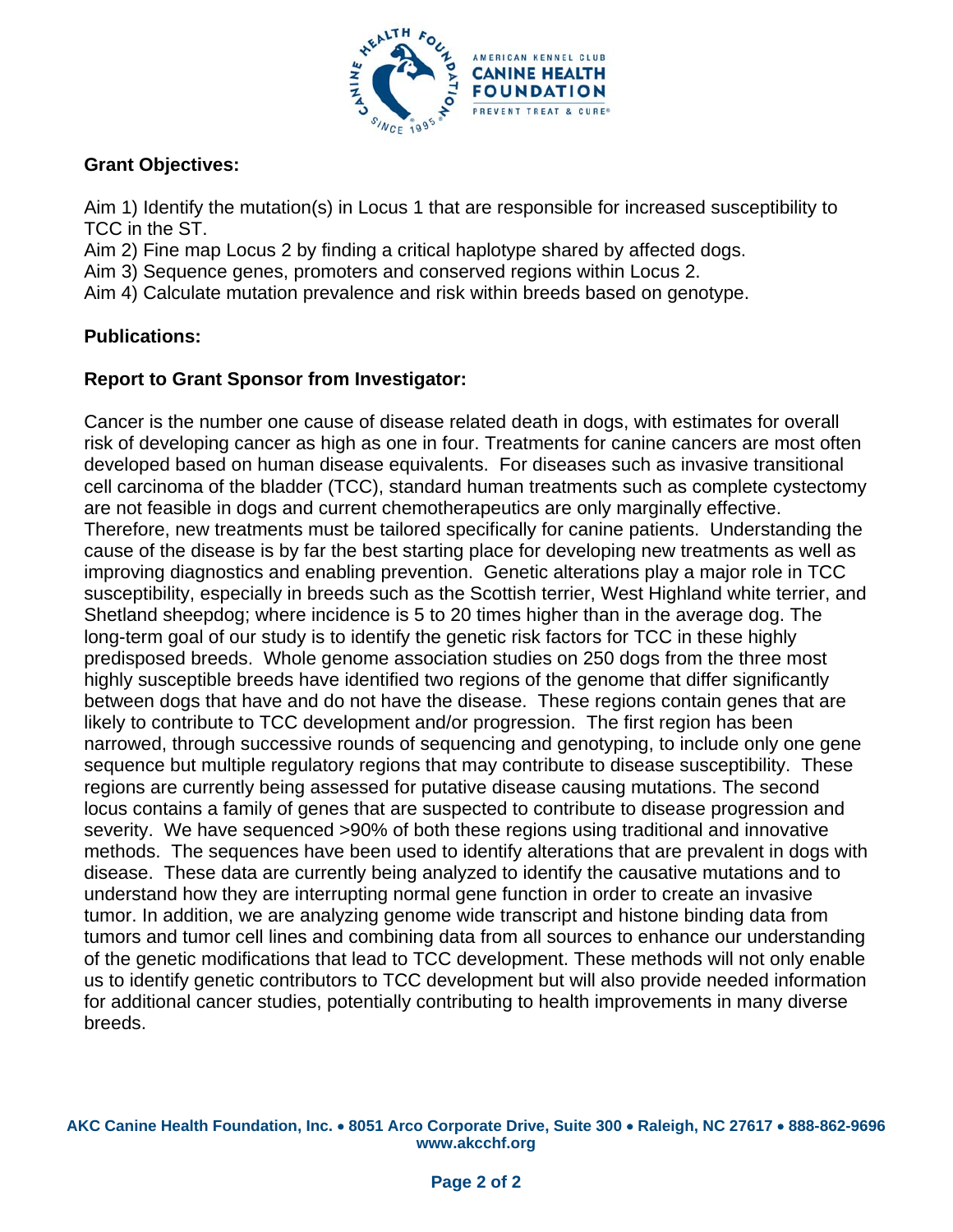**Grant Objectives:**

Aim 1) Identify the mutation(s) in Locus 1 that are responsible for increased susceptibility to TCC in the ST.
Aim 2) Fine map Locus 2 by finding a critical haplotype shared by affected dogs.
Aim 3) Sequence genes, promoters and conserved regions within Locus 2.
Aim 4) Calculate mutation prevalence and risk within breeds based on genotype.

**Publications:**

**Report to Grant Sponsor from Investigator:**

Cancer is the number one cause of disease related death in dogs, with estimates for overall risk of developing cancer as high as one in four. Treatments for canine cancers are most often developed based on human disease equivalents. For diseases such as invasive transitional cell carcinoma of the bladder (TCC), standard human treatments such as complete cystectomy are not feasible in dogs and current chemotherapeutics are only marginally effective. Therefore, new treatments must be tailored specifically for canine patients. Understanding the cause of the disease is by far the best starting place for developing new treatments as well as improving diagnostics and enabling prevention. Genetic alterations play a major role in TCC susceptibility, especially in breeds such as the Scottish terrier, West Highland white terrier, and Shetland sheepdog; where incidence is 5 to 20 times higher than in the average dog. The long-term goal of our study is to identify the genetic risk factors for TCC in these highly predisposed breeds. Whole genome association studies on 250 dogs from the three most highly susceptible breeds have identified two regions of the genome that differ significantly between dogs that have and do not have the disease. These regions contain genes that are likely to contribute to TCC development and/or progression. The first region has been narrowed, through successive rounds of sequencing and genotyping, to include only one gene sequence but multiple regulatory regions that may contribute to disease susceptibility. These regions are currently being assessed for putative disease causing mutations. The second locus contains a family of genes that are suspected to contribute to disease progression and severity. We have sequenced >90% of both these regions using traditional and innovative methods. The sequences have been used to identify alterations that are prevalent in dogs with disease. These data are currently being analyzed to identify the causative mutations and to understand how they are interrupting normal gene function in order to create an invasive tumor. In addition, we are analyzing genome wide transcript and histone binding data from tumors and tumor cell lines and combining data from all sources to enhance our understanding of the genetic modifications that lead to TCC development. These methods will not only enable us to identify genetic contributors to TCC development but will also provide needed information for additional cancer studies, potentially contributing to health improvements in many diverse breeds.